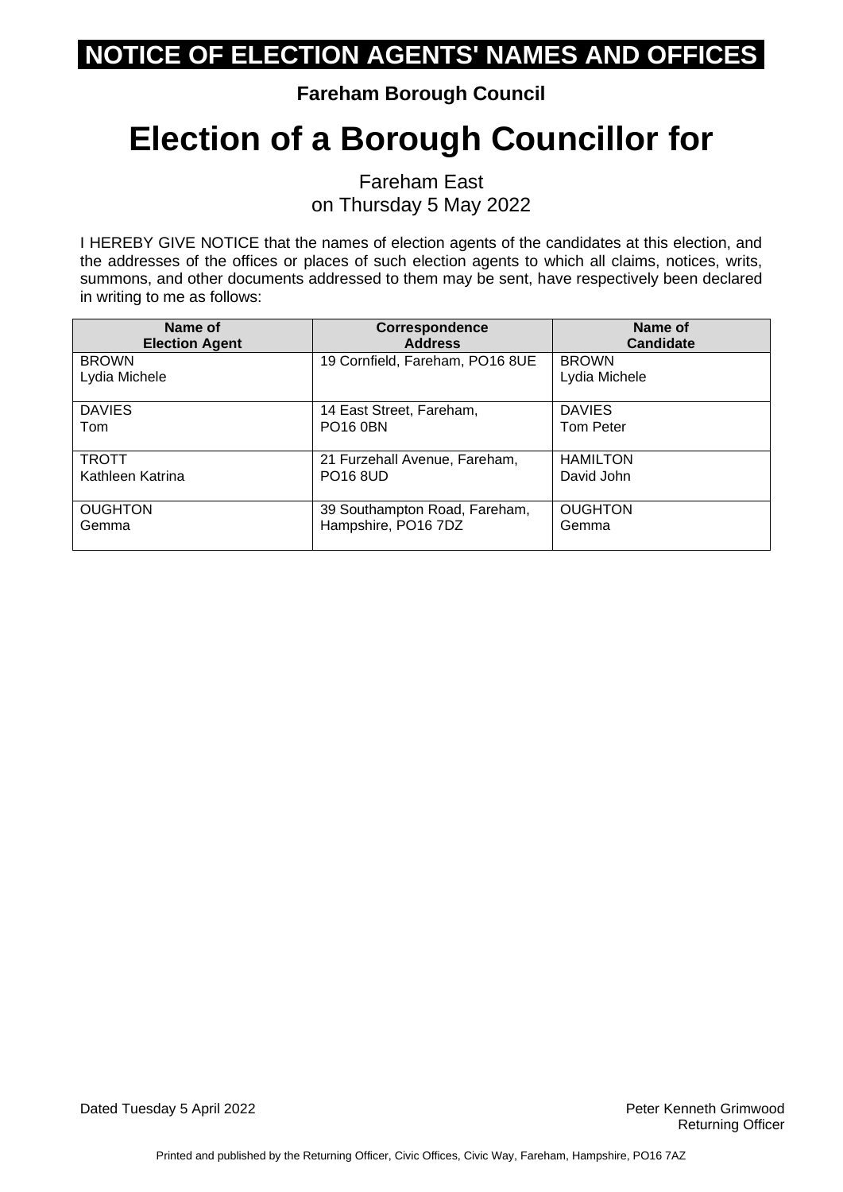# NOTICE OF ELECTION AGENTS' NAMES AND OFFICES

**Fareham Borough Council**

# Election of a Borough Councillor for

Fareham East
on Thursday 5 May 2022

I HEREBY GIVE NOTICE that the names of election agents of the candidates at this election, and the addresses of the offices or places of such election agents to which all claims, notices, writs, summons, and other documents addressed to them may be sent, have respectively been declared in writing to me as follows:

| Name of Election Agent | Correspondence Address | Name of Candidate |
|---|---|---|
| BROWN Lydia Michele | 19 Cornfield, Fareham, PO16 8UE | BROWN Lydia Michele |
| DAVIES Tom | 14 East Street, Fareham, PO16 0BN | DAVIES Tom Peter |
| TROTT Kathleen Katrina | 21 Furzehall Avenue, Fareham, PO16 8UD | HAMILTON David John |
| OUGHTON Gemma | 39 Southampton Road, Fareham, Hampshire, PO16 7DZ | OUGHTON Gemma |

Dated Tuesday 5 April 2022

Peter Kenneth Grimwood
Returning Officer

Printed and published by the Returning Officer, Civic Offices, Civic Way, Fareham, Hampshire, PO16 7AZ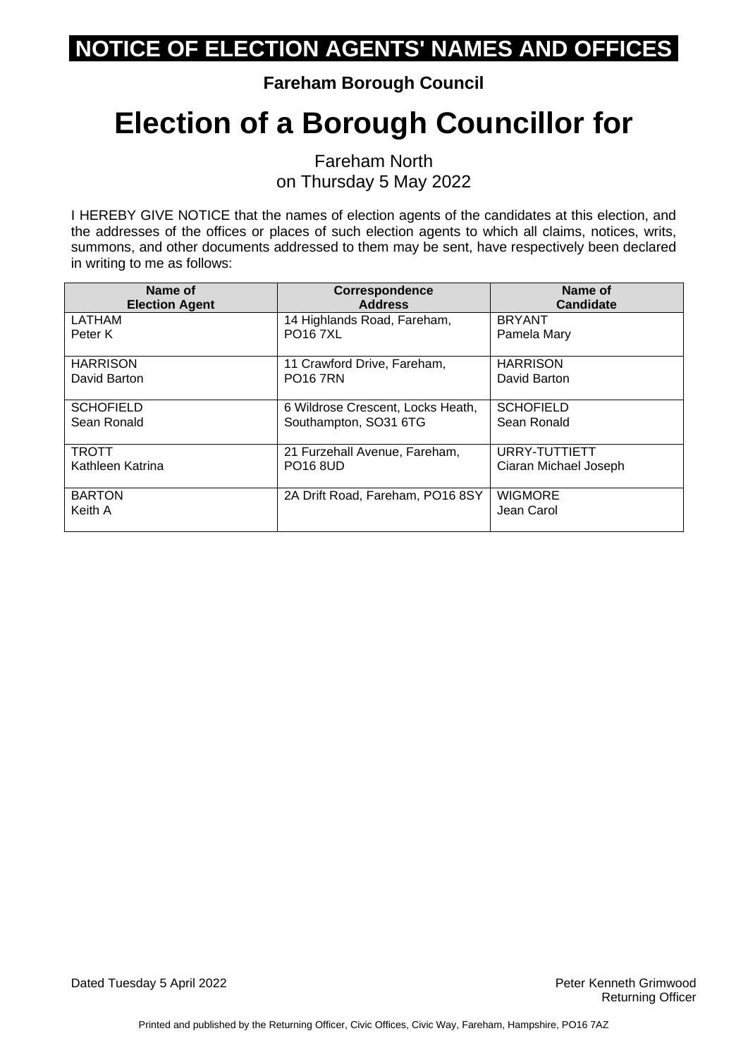# NOTICE OF ELECTION AGENTS' NAMES AND OFFICES

**Fareham Borough Council**

# Election of a Borough Councillor for

Fareham North
on Thursday 5 May 2022

I HEREBY GIVE NOTICE that the names of election agents of the candidates at this election, and the addresses of the offices or places of such election agents to which all claims, notices, writs, summons, and other documents addressed to them may be sent, have respectively been declared in writing to me as follows:

| Name of Election Agent | Correspondence Address | Name of Candidate |
|---|---|---|
| LATHAM Peter K | 14 Highlands Road, Fareham, PO16 7XL | BRYANT Pamela Mary |
| HARRISON David Barton | 11 Crawford Drive, Fareham, PO16 7RN | HARRISON David Barton |
| SCHOFIELD Sean Ronald | 6 Wildrose Crescent, Locks Heath, Southampton, SO31 6TG | SCHOFIELD Sean Ronald |
| TROTT Kathleen Katrina | 21 Furzehall Avenue, Fareham, PO16 8UD | URRY-TUTTIETT Ciaran Michael Joseph |
| BARTON Keith A | 2A Drift Road, Fareham, PO16 8SY | WIGMORE Jean Carol |

Dated Tuesday 5 April 2022

Peter Kenneth Grimwood
Returning Officer

Printed and published by the Returning Officer, Civic Offices, Civic Way, Fareham, Hampshire, PO16 7AZ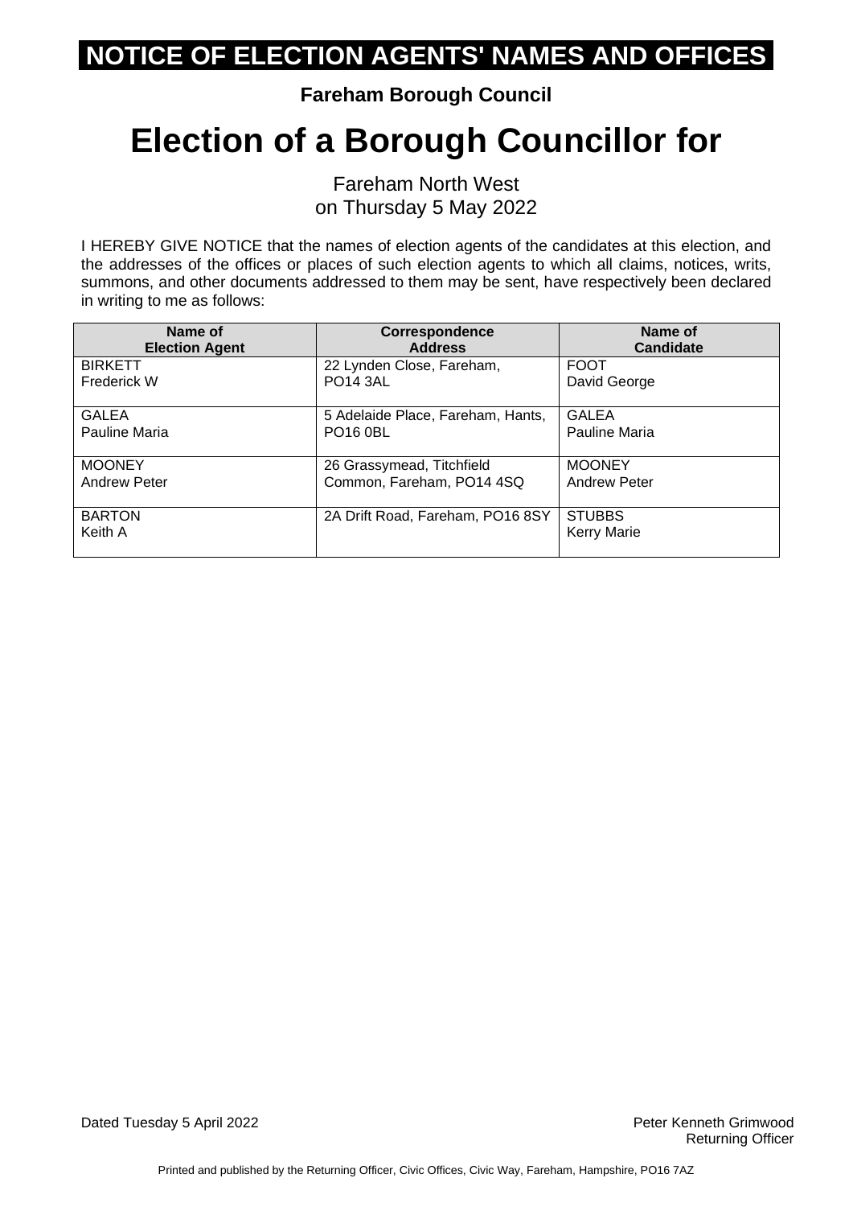# NOTICE OF ELECTION AGENTS' NAMES AND OFFICES

**Fareham Borough Council**

# Election of a Borough Councillor for

Fareham North West
on Thursday 5 May 2022

I HEREBY GIVE NOTICE that the names of election agents of the candidates at this election, and the addresses of the offices or places of such election agents to which all claims, notices, writs, summons, and other documents addressed to them may be sent, have respectively been declared in writing to me as follows:

| Name of Election Agent | Correspondence Address | Name of Candidate |
|---|---|---|
| BIRKETT Frederick W | 22 Lynden Close, Fareham, PO14 3AL | FOOT David George |
| GALEA Pauline Maria | 5 Adelaide Place, Fareham, Hants, PO16 0BL | GALEA Pauline Maria |
| MOONEY Andrew Peter | 26 Grassymead, Titchfield Common, Fareham, PO14 4SQ | MOONEY Andrew Peter |
| BARTON Keith A | 2A Drift Road, Fareham, PO16 8SY | STUBBS Kerry Marie |

Dated Tuesday 5 April 2022

Peter Kenneth Grimwood
Returning Officer

Printed and published by the Returning Officer, Civic Offices, Civic Way, Fareham, Hampshire, PO16 7AZ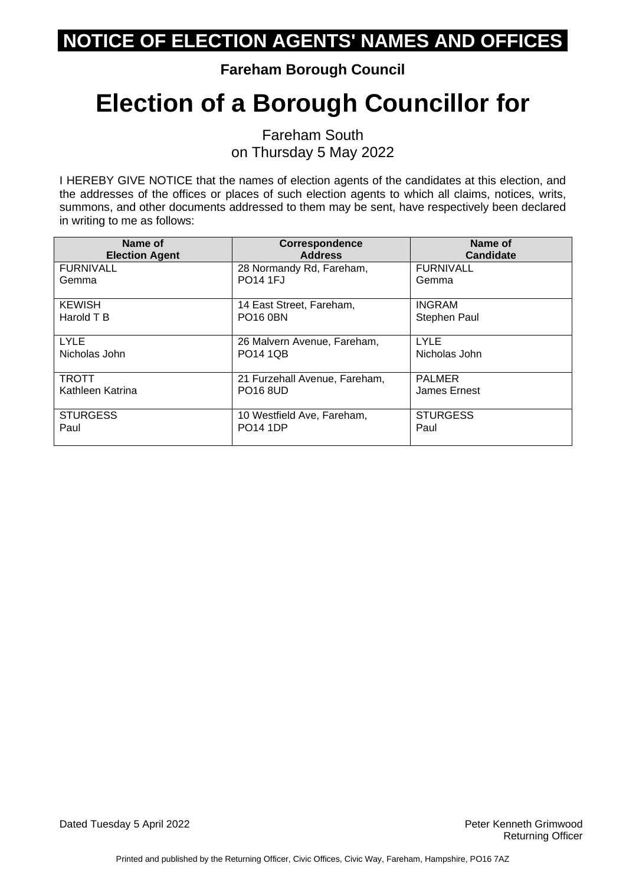# NOTICE OF ELECTION AGENTS' NAMES AND OFFICES

**Fareham Borough Council**

# Election of a Borough Councillor for

Fareham South
on Thursday 5 May 2022

I HEREBY GIVE NOTICE that the names of election agents of the candidates at this election, and the addresses of the offices or places of such election agents to which all claims, notices, writs, summons, and other documents addressed to them may be sent, have respectively been declared in writing to me as follows:

| Name of Election Agent | Correspondence Address | Name of Candidate |
|---|---|---|
| FURNIVALL Gemma | 28 Normandy Rd, Fareham, PO14 1FJ | FURNIVALL Gemma |
| KEWISH Harold T B | 14 East Street, Fareham, PO16 0BN | INGRAM Stephen Paul |
| LYLE Nicholas John | 26 Malvern Avenue, Fareham, PO14 1QB | LYLE Nicholas John |
| TROTT Kathleen Katrina | 21 Furzehall Avenue, Fareham, PO16 8UD | PALMER James Ernest |
| STURGESS Paul | 10 Westfield Ave, Fareham, PO14 1DP | STURGESS Paul |

Dated Tuesday 5 April 2022

Peter Kenneth Grimwood
Returning Officer

Printed and published by the Returning Officer, Civic Offices, Civic Way, Fareham, Hampshire, PO16 7AZ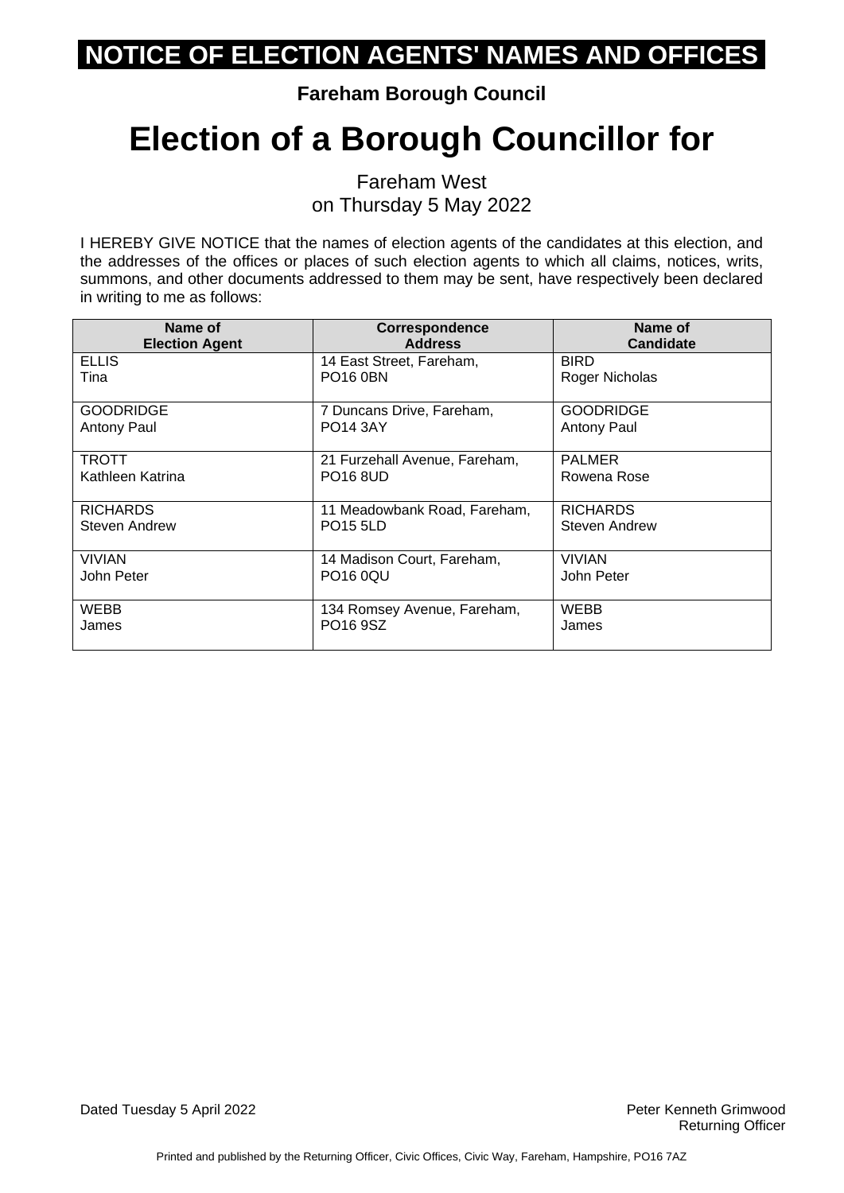# NOTICE OF ELECTION AGENTS' NAMES AND OFFICES

**Fareham Borough Council**

# Election of a Borough Councillor for

Fareham West
on Thursday 5 May 2022

I HEREBY GIVE NOTICE that the names of election agents of the candidates at this election, and the addresses of the offices or places of such election agents to which all claims, notices, writs, summons, and other documents addressed to them may be sent, have respectively been declared in writing to me as follows:

| Name of Election Agent | Correspondence Address | Name of Candidate |
|---|---|---|
| ELLIS Tina | 14 East Street, Fareham, PO16 0BN | BIRD Roger Nicholas |
| GOODRIDGE Antony Paul | 7 Duncans Drive, Fareham, PO14 3AY | GOODRIDGE Antony Paul |
| TROTT Kathleen Katrina | 21 Furzehall Avenue, Fareham, PO16 8UD | PALMER Rowena Rose |
| RICHARDS Steven Andrew | 11 Meadowbank Road, Fareham, PO15 5LD | RICHARDS Steven Andrew |
| VIVIAN John Peter | 14 Madison Court, Fareham, PO16 0QU | VIVIAN John Peter |
| WEBB James | 134 Romsey Avenue, Fareham, PO16 9SZ | WEBB James |

Dated Tuesday 5 April 2022

Peter Kenneth Grimwood
Returning Officer

Printed and published by the Returning Officer, Civic Offices, Civic Way, Fareham, Hampshire, PO16 7AZ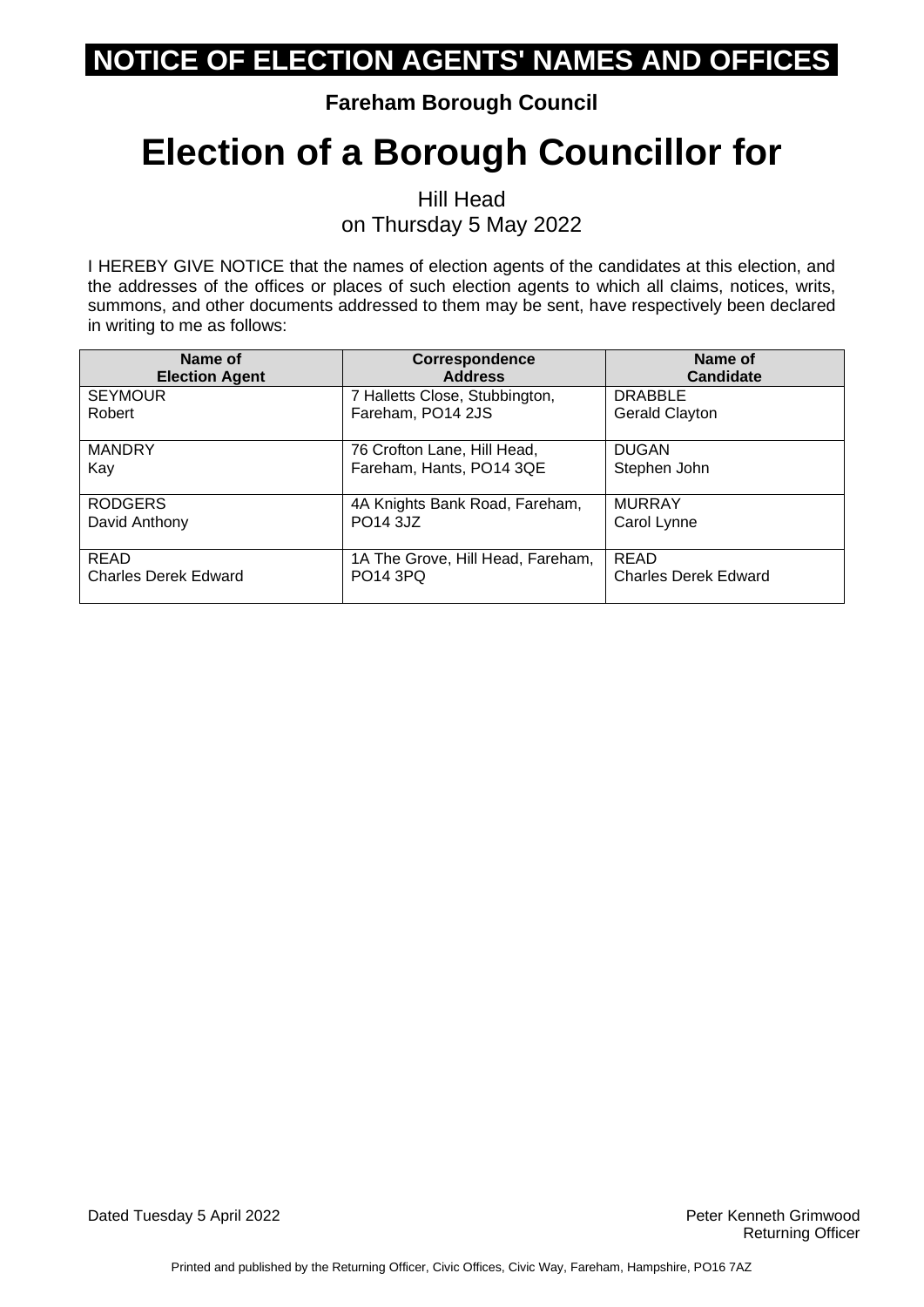# NOTICE OF ELECTION AGENTS' NAMES AND OFFICES

**Fareham Borough Council**

# Election of a Borough Councillor for

Hill Head
on Thursday 5 May 2022

I HEREBY GIVE NOTICE that the names of election agents of the candidates at this election, and the addresses of the offices or places of such election agents to which all claims, notices, writs, summons, and other documents addressed to them may be sent, have respectively been declared in writing to me as follows:

| Name of Election Agent | Correspondence Address | Name of Candidate |
|---|---|---|
| SEYMOUR Robert | 7 Halletts Close, Stubbington, Fareham, PO14 2JS | DRABBLE Gerald Clayton |
| MANDRY Kay | 76 Crofton Lane, Hill Head, Fareham, Hants, PO14 3QE | DUGAN Stephen John |
| RODGERS David Anthony | 4A Knights Bank Road, Fareham, PO14 3JZ | MURRAY Carol Lynne |
| READ Charles Derek Edward | 1A The Grove, Hill Head, Fareham, PO14 3PQ | READ Charles Derek Edward |

Dated Tuesday 5 April 2022

Peter Kenneth Grimwood
Returning Officer

Printed and published by the Returning Officer, Civic Offices, Civic Way, Fareham, Hampshire, PO16 7AZ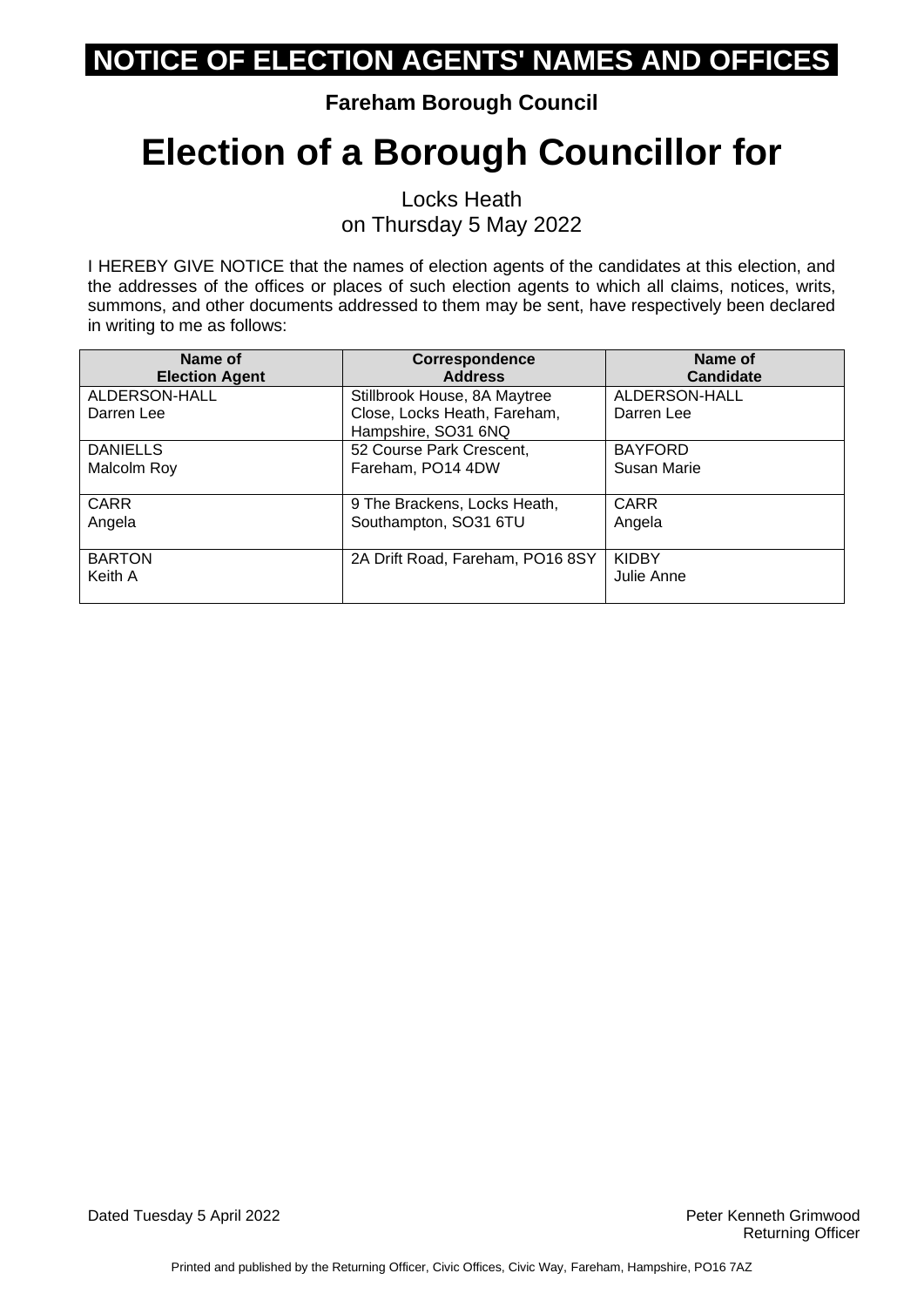# NOTICE OF ELECTION AGENTS' NAMES AND OFFICES

**Fareham Borough Council**

# Election of a Borough Councillor for

Locks Heath
on Thursday 5 May 2022

I HEREBY GIVE NOTICE that the names of election agents of the candidates at this election, and the addresses of the offices or places of such election agents to which all claims, notices, writs, summons, and other documents addressed to them may be sent, have respectively been declared in writing to me as follows:

| Name of Election Agent | Correspondence Address | Name of Candidate |
|---|---|---|
| ALDERSON-HALL Darren Lee | Stillbrook House, 8A Maytree Close, Locks Heath, Fareham, Hampshire, SO31 6NQ | ALDERSON-HALL Darren Lee |
| DANIELLS Malcolm Roy | 52 Course Park Crescent, Fareham, PO14 4DW | BAYFORD Susan Marie |
| CARR Angela | 9 The Brackens, Locks Heath, Southampton, SO31 6TU | CARR Angela |
| BARTON Keith A | 2A Drift Road, Fareham, PO16 8SY | KIDBY Julie Anne |

Dated Tuesday 5 April 2022

Peter Kenneth Grimwood
Returning Officer

Printed and published by the Returning Officer, Civic Offices, Civic Way, Fareham, Hampshire, PO16 7AZ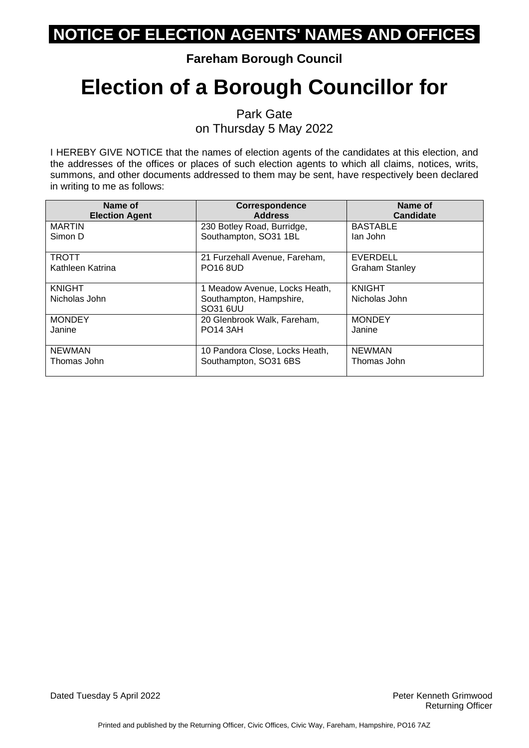# NOTICE OF ELECTION AGENTS' NAMES AND OFFICES

**Fareham Borough Council**

# Election of a Borough Councillor for

Park Gate
on Thursday 5 May 2022

I HEREBY GIVE NOTICE that the names of election agents of the candidates at this election, and the addresses of the offices or places of such election agents to which all claims, notices, writs, summons, and other documents addressed to them may be sent, have respectively been declared in writing to me as follows:

| Name of Election Agent | Correspondence Address | Name of Candidate |
|---|---|---|
| MARTIN Simon D | 230 Botley Road, Burridge, Southampton, SO31 1BL | BASTABLE Ian John |
| TROTT Kathleen Katrina | 21 Furzehall Avenue, Fareham, PO16 8UD | EVERDELL Graham Stanley |
| KNIGHT Nicholas John | 1 Meadow Avenue, Locks Heath, Southampton, Hampshire, SO31 6UU | KNIGHT Nicholas John |
| MONDEY Janine | 20 Glenbrook Walk, Fareham, PO14 3AH | MONDEY Janine |
| NEWMAN Thomas John | 10 Pandora Close, Locks Heath, Southampton, SO31 6BS | NEWMAN Thomas John |

Dated Tuesday 5 April 2022

Peter Kenneth Grimwood
Returning Officer

Printed and published by the Returning Officer, Civic Offices, Civic Way, Fareham, Hampshire, PO16 7AZ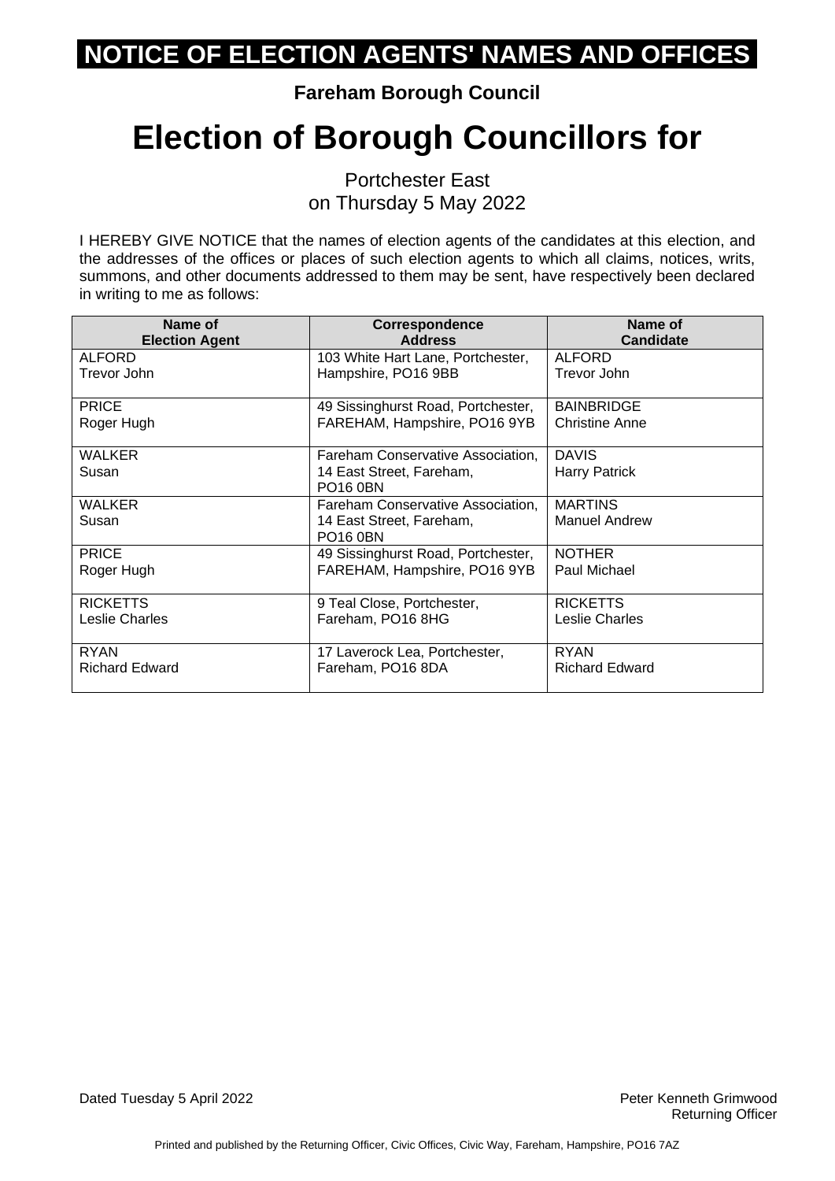# NOTICE OF ELECTION AGENTS' NAMES AND OFFICES

**Fareham Borough Council**

# Election of Borough Councillors for

Portchester East
on Thursday 5 May 2022

I HEREBY GIVE NOTICE that the names of election agents of the candidates at this election, and the addresses of the offices or places of such election agents to which all claims, notices, writs, summons, and other documents addressed to them may be sent, have respectively been declared in writing to me as follows:

| Name of Election Agent | Correspondence Address | Name of Candidate |
|---|---|---|
| ALFORD Trevor John | 103 White Hart Lane, Portchester, Hampshire, PO16 9BB | ALFORD Trevor John |
| PRICE Roger Hugh | 49 Sissinghurst Road, Portchester, FAREHAM, Hampshire, PO16 9YB | BAINBRIDGE Christine Anne |
| WALKER Susan | Fareham Conservative Association, 14 East Street, Fareham, PO16 0BN | DAVIS Harry Patrick |
| WALKER Susan | Fareham Conservative Association, 14 East Street, Fareham, PO16 0BN | MARTINS Manuel Andrew |
| PRICE Roger Hugh | 49 Sissinghurst Road, Portchester, FAREHAM, Hampshire, PO16 9YB | NOTHER Paul Michael |
| RICKETTS Leslie Charles | 9 Teal Close, Portchester, Fareham, PO16 8HG | RICKETTS Leslie Charles |
| RYAN Richard Edward | 17 Laverock Lea, Portchester, Fareham, PO16 8DA | RYAN Richard Edward |

Dated Tuesday 5 April 2022

Peter Kenneth Grimwood
Returning Officer

Printed and published by the Returning Officer, Civic Offices, Civic Way, Fareham, Hampshire, PO16 7AZ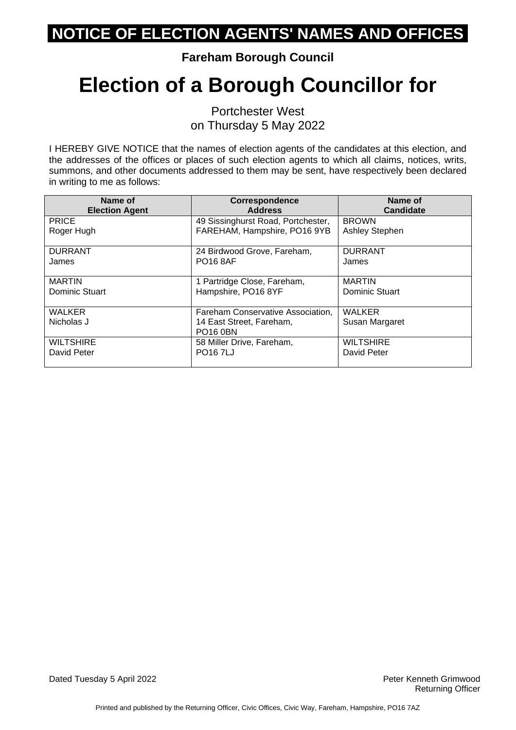# NOTICE OF ELECTION AGENTS' NAMES AND OFFICES

**Fareham Borough Council**

# Election of a Borough Councillor for

Portchester West
on Thursday 5 May 2022

I HEREBY GIVE NOTICE that the names of election agents of the candidates at this election, and the addresses of the offices or places of such election agents to which all claims, notices, writs, summons, and other documents addressed to them may be sent, have respectively been declared in writing to me as follows:

| Name of Election Agent | Correspondence Address | Name of Candidate |
|---|---|---|
| PRICE Roger Hugh | 49 Sissinghurst Road, Portchester, FAREHAM, Hampshire, PO16 9YB | BROWN Ashley Stephen |
| DURRANT James | 24 Birdwood Grove, Fareham, PO16 8AF | DURRANT James |
| MARTIN Dominic Stuart | 1 Partridge Close, Fareham, Hampshire, PO16 8YF | MARTIN Dominic Stuart |
| WALKER Nicholas J | Fareham Conservative Association, 14 East Street, Fareham, PO16 0BN | WALKER Susan Margaret |
| WILTSHIRE David Peter | 58 Miller Drive, Fareham, PO16 7LJ | WILTSHIRE David Peter |

Dated Tuesday 5 April 2022

Peter Kenneth Grimwood
Returning Officer

Printed and published by the Returning Officer, Civic Offices, Civic Way, Fareham, Hampshire, PO16 7AZ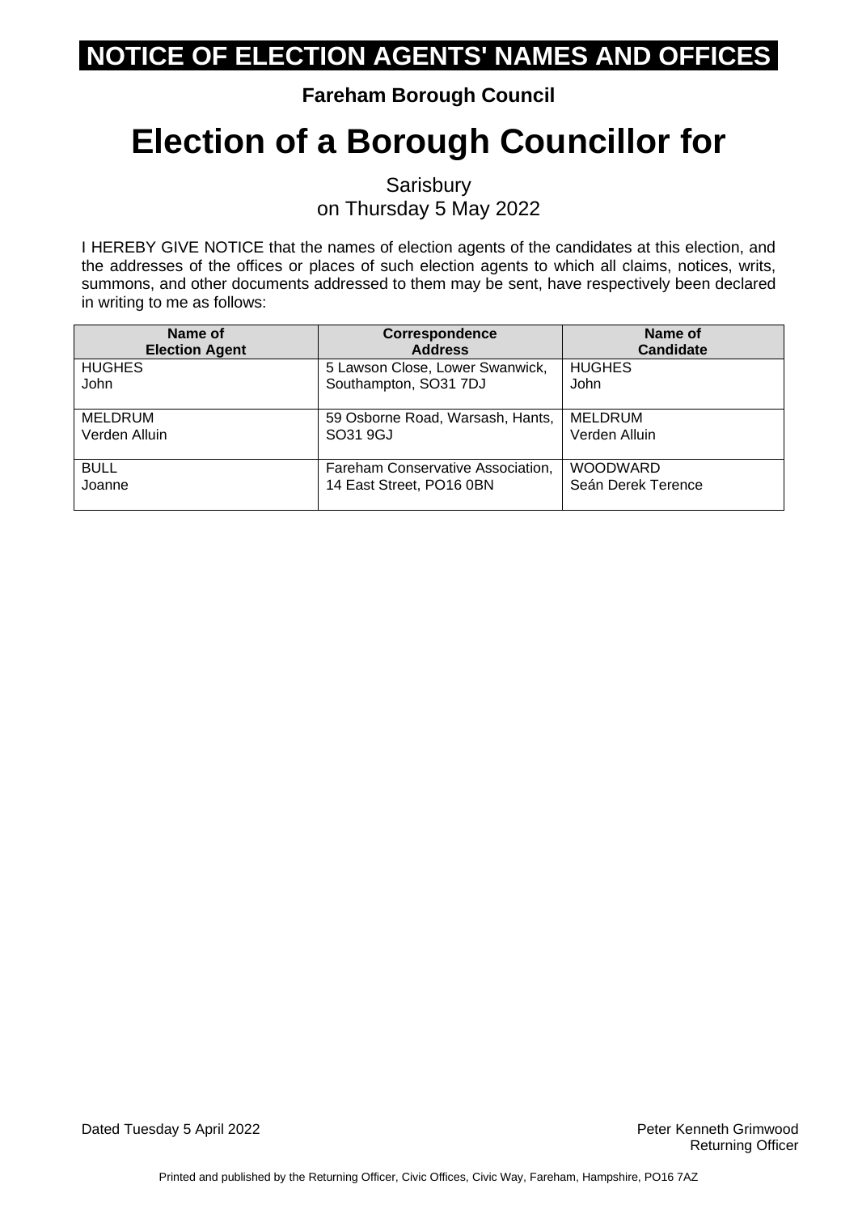# NOTICE OF ELECTION AGENTS' NAMES AND OFFICES

**Fareham Borough Council**

# Election of a Borough Councillor for

Sarisbury
on Thursday 5 May 2022

I HEREBY GIVE NOTICE that the names of election agents of the candidates at this election, and the addresses of the offices or places of such election agents to which all claims, notices, writs, summons, and other documents addressed to them may be sent, have respectively been declared in writing to me as follows:

| Name of Election Agent | Correspondence Address | Name of Candidate |
|---|---|---|
| HUGHES<br>John | 5 Lawson Close, Lower Swanwick, Southampton, SO31 7DJ | HUGHES<br>John |
| MELDRUM<br>Verden Alluin | 59 Osborne Road, Warsash, Hants, SO31 9GJ | MELDRUM<br>Verden Alluin |
| BULL<br>Joanne | Fareham Conservative Association, 14 East Street, PO16 0BN | WOODWARD<br>Seán Derek Terence |

Dated Tuesday 5 April 2022

Peter Kenneth Grimwood
Returning Officer

Printed and published by the Returning Officer, Civic Offices, Civic Way, Fareham, Hampshire, PO16 7AZ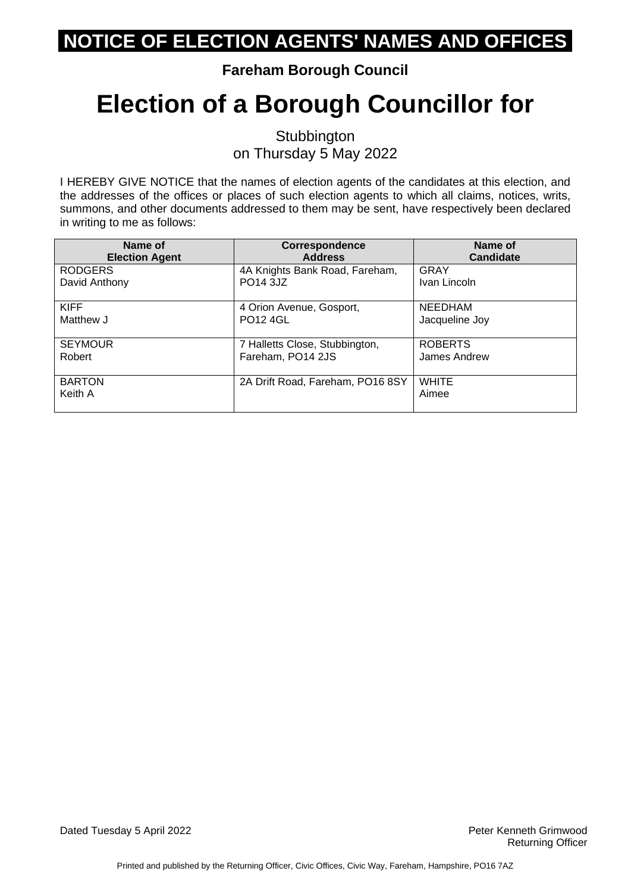# NOTICE OF ELECTION AGENTS' NAMES AND OFFICES

**Fareham Borough Council**

# Election of a Borough Councillor for

Stubbington
on Thursday 5 May 2022

I HEREBY GIVE NOTICE that the names of election agents of the candidates at this election, and the addresses of the offices or places of such election agents to which all claims, notices, writs, summons, and other documents addressed to them may be sent, have respectively been declared in writing to me as follows:

| Name of Election Agent | Correspondence Address | Name of Candidate |
|---|---|---|
| RODGERS David Anthony | 4A Knights Bank Road, Fareham, PO14 3JZ | GRAY Ivan Lincoln |
| KIFF Matthew J | 4 Orion Avenue, Gosport, PO12 4GL | NEEDHAM Jacqueline Joy |
| SEYMOUR Robert | 7 Halletts Close, Stubbington, Fareham, PO14 2JS | ROBERTS James Andrew |
| BARTON Keith A | 2A Drift Road, Fareham, PO16 8SY | WHITE Aimee |

Dated Tuesday 5 April 2022

Peter Kenneth Grimwood
Returning Officer

Printed and published by the Returning Officer, Civic Offices, Civic Way, Fareham, Hampshire, PO16 7AZ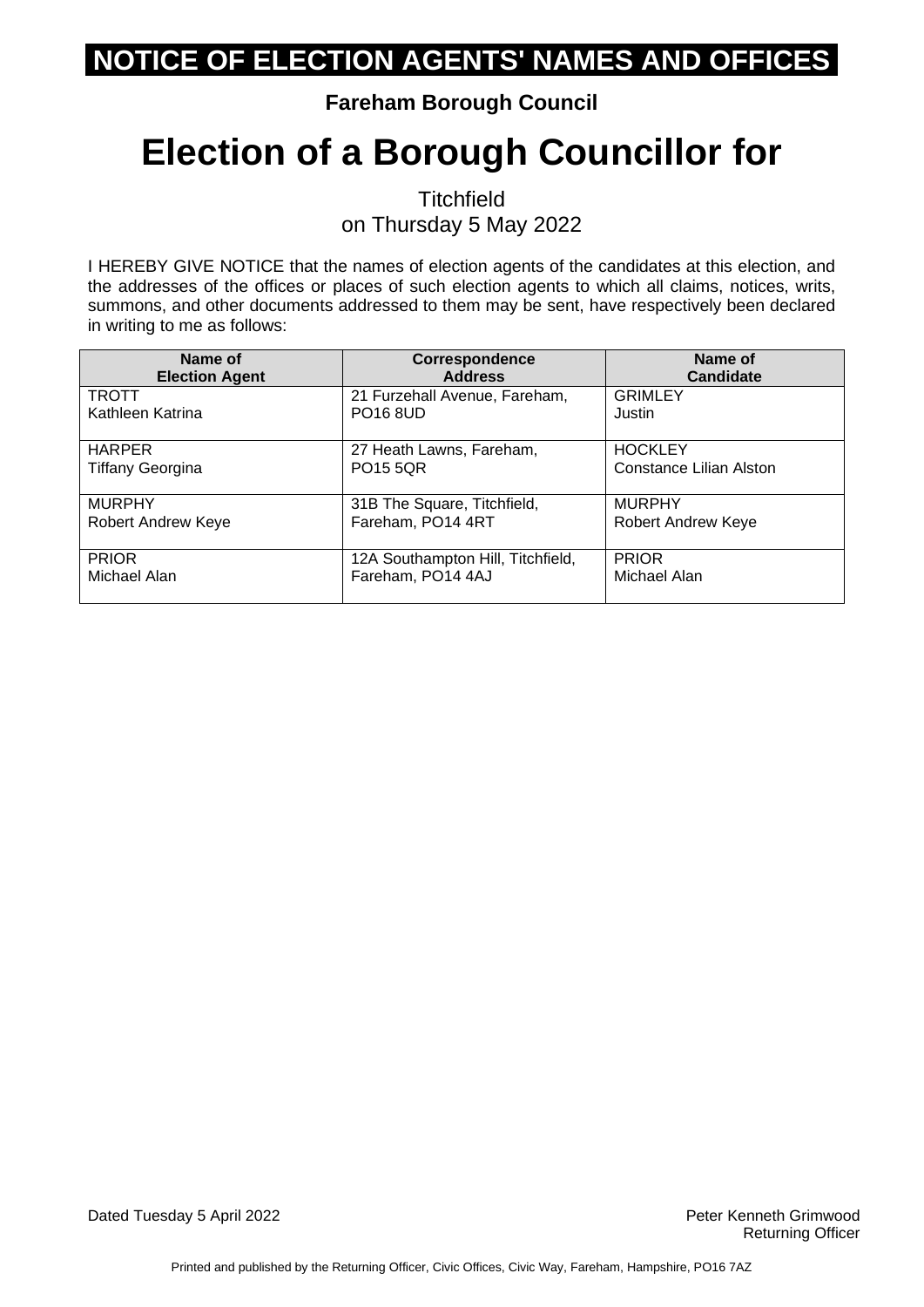# NOTICE OF ELECTION AGENTS' NAMES AND OFFICES

**Fareham Borough Council**

# Election of a Borough Councillor for

Titchfield
on Thursday 5 May 2022

I HEREBY GIVE NOTICE that the names of election agents of the candidates at this election, and the addresses of the offices or places of such election agents to which all claims, notices, writs, summons, and other documents addressed to them may be sent, have respectively been declared in writing to me as follows:

| Name of Election Agent | Correspondence Address | Name of Candidate |
|---|---|---|
| TROTT Kathleen Katrina | 21 Furzehall Avenue, Fareham, PO16 8UD | GRIMLEY Justin |
| HARPER Tiffany Georgina | 27 Heath Lawns, Fareham, PO15 5QR | HOCKLEY Constance Lilian Alston |
| MURPHY Robert Andrew Keye | 31B The Square, Titchfield, Fareham, PO14 4RT | MURPHY Robert Andrew Keye |
| PRIOR Michael Alan | 12A Southampton Hill, Titchfield, Fareham, PO14 4AJ | PRIOR Michael Alan |

Dated Tuesday 5 April 2022

Peter Kenneth Grimwood
Returning Officer

Printed and published by the Returning Officer, Civic Offices, Civic Way, Fareham, Hampshire, PO16 7AZ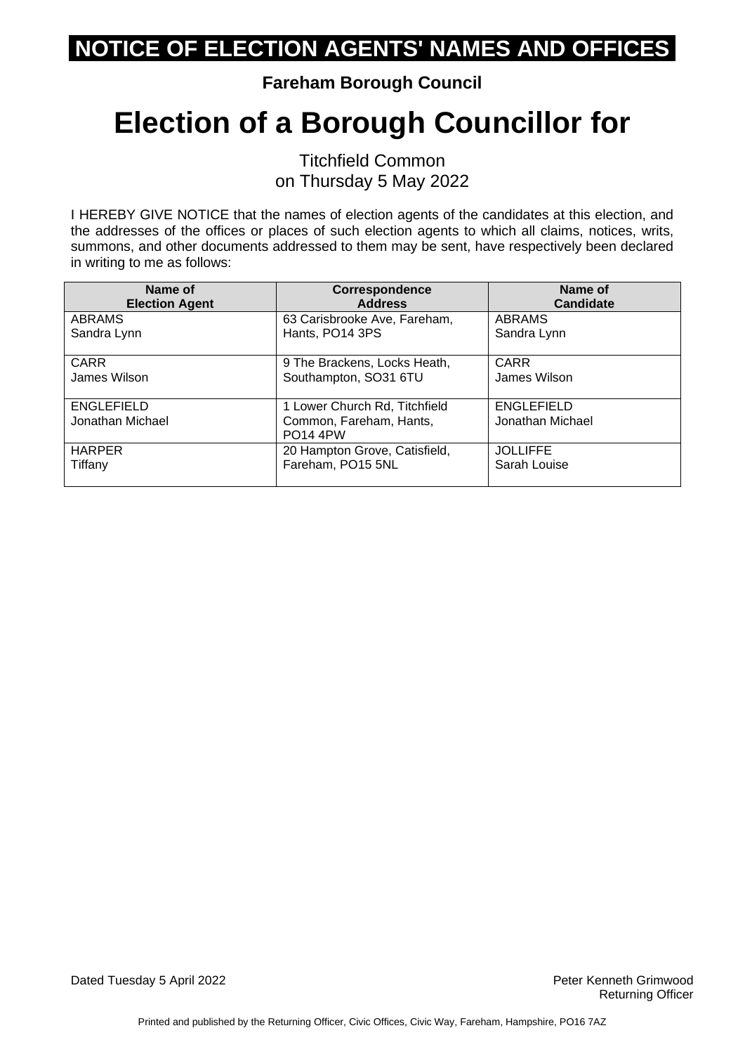# NOTICE OF ELECTION AGENTS' NAMES AND OFFICES

**Fareham Borough Council**

# Election of a Borough Councillor for

Titchfield Common
on Thursday 5 May 2022

I HEREBY GIVE NOTICE that the names of election agents of the candidates at this election, and the addresses of the offices or places of such election agents to which all claims, notices, writs, summons, and other documents addressed to them may be sent, have respectively been declared in writing to me as follows:

| Name of Election Agent | Correspondence Address | Name of Candidate |
|---|---|---|
| ABRAMS Sandra Lynn | 63 Carisbrooke Ave, Fareham, Hants, PO14 3PS | ABRAMS Sandra Lynn |
| CARR James Wilson | 9 The Brackens, Locks Heath, Southampton, SO31 6TU | CARR James Wilson |
| ENGLEFIELD Jonathan Michael | 1 Lower Church Rd, Titchfield Common, Fareham, Hants, PO14 4PW | ENGLEFIELD Jonathan Michael |
| HARPER Tiffany | 20 Hampton Grove, Catisfield, Fareham, PO15 5NL | JOLLIFFE Sarah Louise |

Dated Tuesday 5 April 2022

Peter Kenneth Grimwood
Returning Officer

Printed and published by the Returning Officer, Civic Offices, Civic Way, Fareham, Hampshire, PO16 7AZ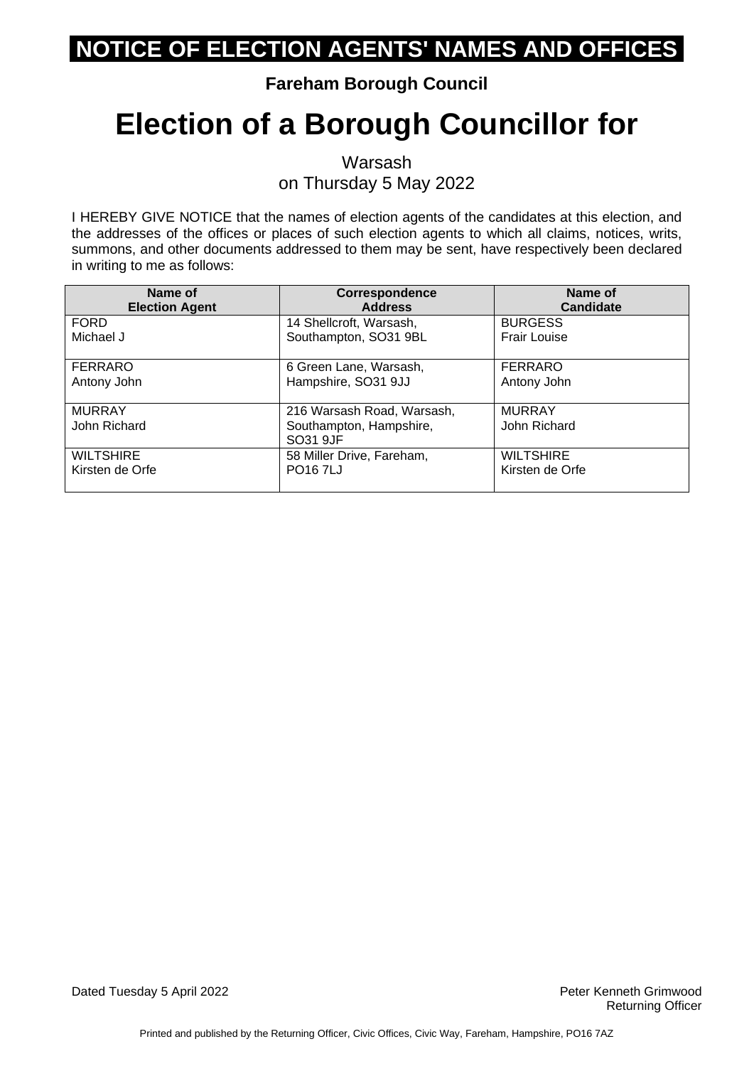# NOTICE OF ELECTION AGENTS' NAMES AND OFFICES

**Fareham Borough Council**

# Election of a Borough Councillor for

Warsash
on Thursday 5 May 2022

I HEREBY GIVE NOTICE that the names of election agents of the candidates at this election, and the addresses of the offices or places of such election agents to which all claims, notices, writs, summons, and other documents addressed to them may be sent, have respectively been declared in writing to me as follows:

| Name of Election Agent | Correspondence Address | Name of Candidate |
|---|---|---|
| FORD Michael J | 14 Shellcroft, Warsash, Southampton, SO31 9BL | BURGESS Frair Louise |
| FERRARO Antony John | 6 Green Lane, Warsash, Hampshire, SO31 9JJ | FERRARO Antony John |
| MURRAY John Richard | 216 Warsash Road, Warsash, Southampton, Hampshire, SO31 9JF | MURRAY John Richard |
| WILTSHIRE Kirsten de Orfe | 58 Miller Drive, Fareham, PO16 7LJ | WILTSHIRE Kirsten de Orfe |

Dated Tuesday 5 April 2022

Peter Kenneth Grimwood
Returning Officer

Printed and published by the Returning Officer, Civic Offices, Civic Way, Fareham, Hampshire, PO16 7AZ